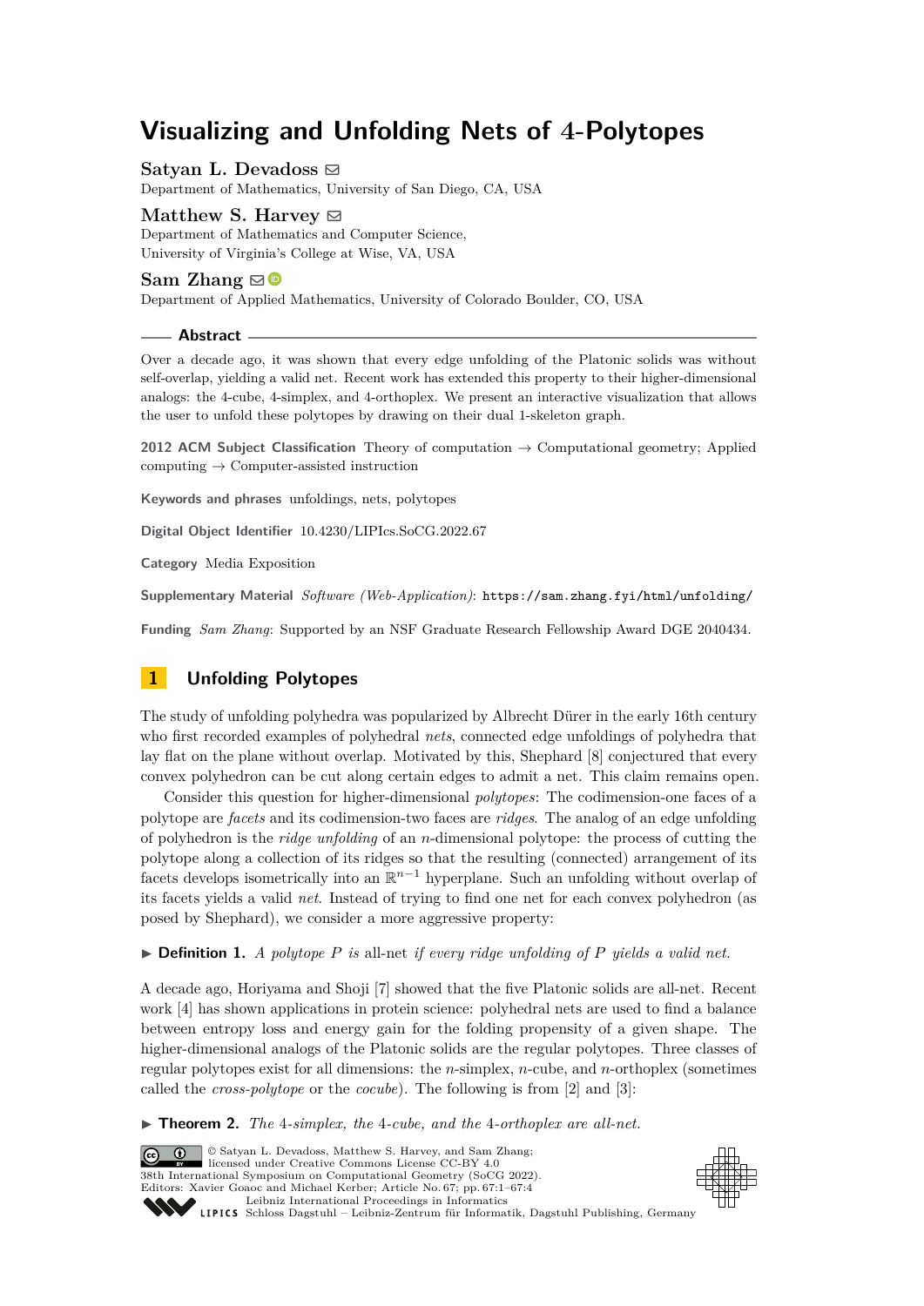# Visualizing and Unfolding Nets of 4-Polytopes

**Satyan L. Devadoss** ✉
Department of Mathematics, University of San Diego, CA, USA

**Matthew S. Harvey** ✉
Department of Mathematics and Computer Science,
University of Virginia's College at Wise, VA, USA

**Sam Zhang** ✉
Department of Applied Mathematics, University of Colorado Boulder, CO, USA

## Abstract

Over a decade ago, it was shown that every edge unfolding of the Platonic solids was without self-overlap, yielding a valid net. Recent work has extended this property to their higher-dimensional analogs: the 4-cube, 4-simplex, and 4-orthoplex. We present an interactive visualization that allows the user to unfold these polytopes by drawing on their dual 1-skeleton graph.

**2012 ACM Subject Classification** Theory of computation → Computational geometry; Applied computing → Computer-assisted instruction

**Keywords and phrases** unfoldings, nets, polytopes

**Digital Object Identifier** 10.4230/LIPIcs.SoCG.2022.67

**Category** Media Exposition

**Supplementary Material** *Software (Web-Application)*: https://sam.zhang.fyi/html/unfolding/

**Funding** *Sam Zhang*: Supported by an NSF Graduate Research Fellowship Award DGE 2040434.

## 1 Unfolding Polytopes

The study of unfolding polyhedra was popularized by Albrecht Dürer in the early 16th century who first recorded examples of polyhedral *nets*, connected edge unfoldings of polyhedra that lay flat on the plane without overlap. Motivated by this, Shephard [8] conjectured that every convex polyhedron can be cut along certain edges to admit a net. This claim remains open.

Consider this question for higher-dimensional *polytopes*: The codimension-one faces of a polytope are *facets* and its codimension-two faces are *ridges*. The analog of an edge unfolding of polyhedron is the *ridge unfolding* of an $n$-dimensional polytope: the process of cutting the polytope along a collection of its ridges so that the resulting (connected) arrangement of its facets develops isometrically into an $\mathbb{R}^{n-1}$ hyperplane. Such an unfolding without overlap of its facets yields a valid *net*. Instead of trying to find one net for each convex polyhedron (as posed by Shephard), we consider a more aggressive property:

▶ **Definition 1.** *A polytope $P$ is* all-net *if every ridge unfolding of $P$ yields a valid net.*

A decade ago, Horiyama and Shoji [7] showed that the five Platonic solids are all-net. Recent work [4] has shown applications in protein science: polyhedral nets are used to find a balance between entropy loss and energy gain for the folding propensity of a given shape. The higher-dimensional analogs of the Platonic solids are the regular polytopes. Three classes of regular polytopes exist for all dimensions: the $n$-simplex, $n$-cube, and $n$-orthoplex (sometimes called the *cross-polytope* or the *cocube*). The following is from [2] and [3]:

▶ **Theorem 2.** *The 4-simplex, the 4-cube, and the 4-orthoplex are all-net.*

© Satyan L. Devadoss, Matthew S. Harvey, and Sam Zhang;
licensed under Creative Commons License CC-BY 4.0
38th International Symposium on Computational Geometry (SoCG 2022).
Editors: Xavier Goaoc and Michael Kerber; Article No. 67; pp. 67:1–67:4
Leibniz International Proceedings in Informatics
Schloss Dagstuhl – Leibniz-Zentrum für Informatik, Dagstuhl Publishing, Germany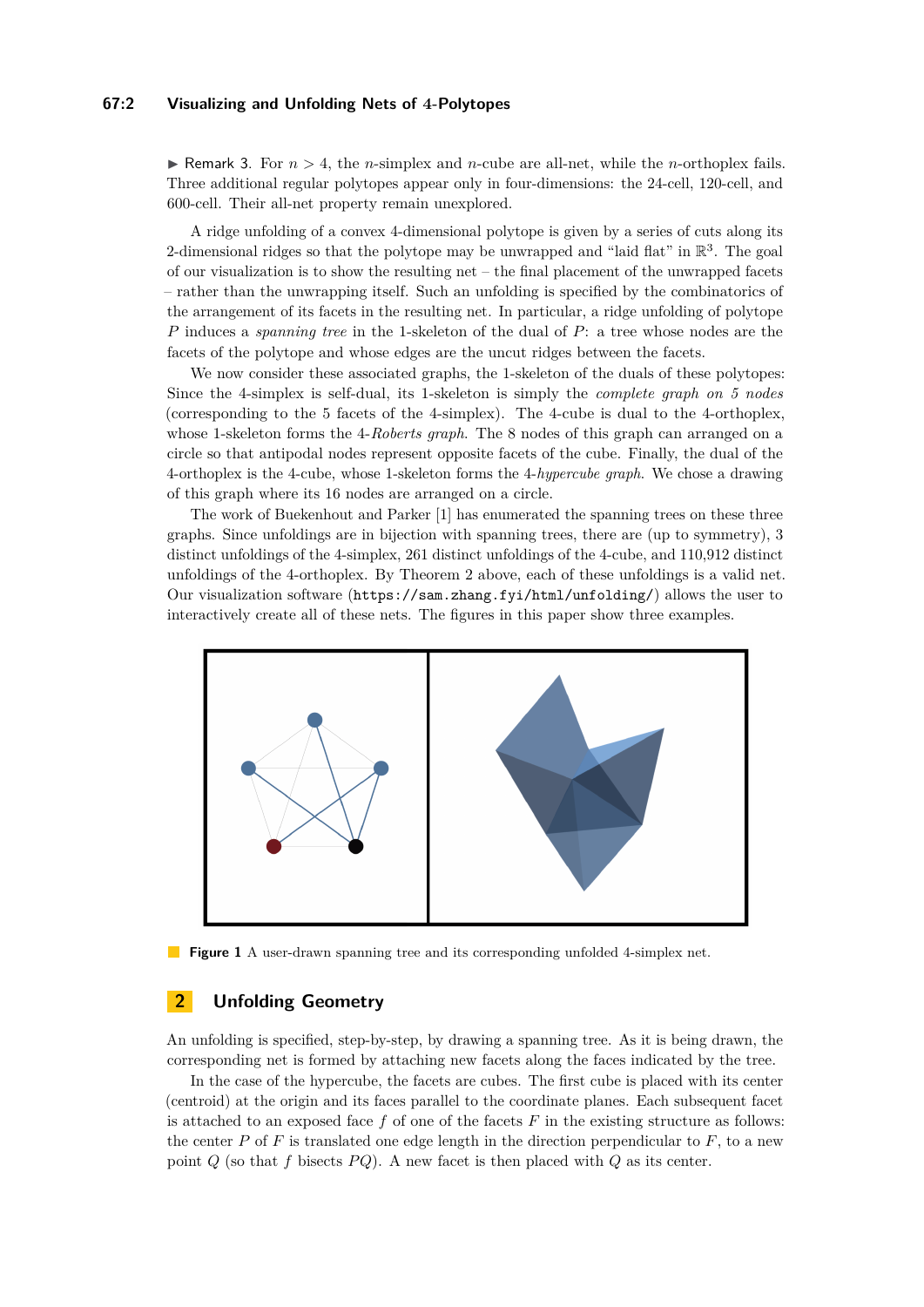▶ Remark 3. For $n > 4$, the $n$-simplex and $n$-cube are all-net, while the $n$-orthoplex fails. Three additional regular polytopes appear only in four-dimensions: the 24-cell, 120-cell, and 600-cell. Their all-net property remain unexplored.

A ridge unfolding of a convex 4-dimensional polytope is given by a series of cuts along its 2-dimensional ridges so that the polytope may be unwrapped and "laid flat" in $\mathbb{R}^3$. The goal of our visualization is to show the resulting net – the final placement of the unwrapped facets – rather than the unwrapping itself. Such an unfolding is specified by the combinatorics of the arrangement of its facets in the resulting net. In particular, a ridge unfolding of polytope $P$ induces a *spanning tree* in the 1-skeleton of the dual of $P$: a tree whose nodes are the facets of the polytope and whose edges are the uncut ridges between the facets.

We now consider these associated graphs, the 1-skeleton of the duals of these polytopes: Since the 4-simplex is self-dual, its 1-skeleton is simply the *complete graph on 5 nodes* (corresponding to the 5 facets of the 4-simplex). The 4-cube is dual to the 4-orthoplex, whose 1-skeleton forms the 4-*Roberts graph*. The 8 nodes of this graph can arranged on a circle so that antipodal nodes represent opposite facets of the cube. Finally, the dual of the 4-orthoplex is the 4-cube, whose 1-skeleton forms the 4-*hypercube graph*. We chose a drawing of this graph where its 16 nodes are arranged on a circle.

The work of Buekenhout and Parker [1] has enumerated the spanning trees on these three graphs. Since unfoldings are in bijection with spanning trees, there are (up to symmetry), 3 distinct unfoldings of the 4-simplex, 261 distinct unfoldings of the 4-cube, and 110,912 distinct unfoldings of the 4-orthoplex. By Theorem 2 above, each of these unfoldings is a valid net. Our visualization software (`https://sam.zhang.fyi/html/unfolding/`) allows the user to interactively create all of these nets. The figures in this paper show three examples.

**Figure 1** A user-drawn spanning tree and its corresponding unfolded 4-simplex net.

## 2 Unfolding Geometry

An unfolding is specified, step-by-step, by drawing a spanning tree. As it is being drawn, the corresponding net is formed by attaching new facets along the faces indicated by the tree.

In the case of the hypercube, the facets are cubes. The first cube is placed with its center (centroid) at the origin and its faces parallel to the coordinate planes. Each subsequent facet is attached to an exposed face $f$ of one of the facets $F$ in the existing structure as follows: the center $P$ of $F$ is translated one edge length in the direction perpendicular to $F$, to a new point $Q$ (so that $f$ bisects $PQ$). A new facet is then placed with $Q$ as its center.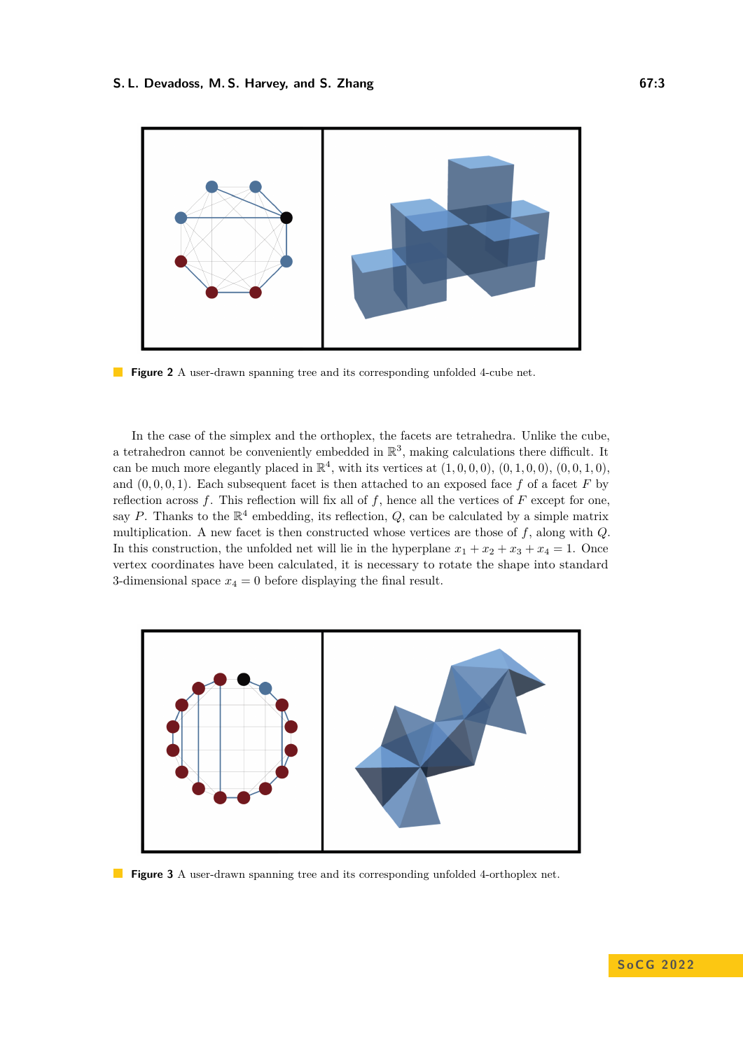**Figure 2** A user-drawn spanning tree and its corresponding unfolded 4-cube net.

In the case of the simplex and the orthoplex, the facets are tetrahedra. Unlike the cube, a tetrahedron cannot be conveniently embedded in $\mathbb{R}^3$, making calculations there difficult. It can be much more elegantly placed in $\mathbb{R}^4$, with its vertices at $(1, 0, 0, 0)$, $(0, 1, 0, 0)$, $(0, 0, 1, 0)$, and $(0, 0, 0, 1)$. Each subsequent facet is then attached to an exposed face $f$ of a facet $F$ by reflection across $f$. This reflection will fix all of $f$, hence all the vertices of $F$ except for one, say $P$. Thanks to the $\mathbb{R}^4$ embedding, its reflection, $Q$, can be calculated by a simple matrix multiplication. A new facet is then constructed whose vertices are those of $f$, along with $Q$. In this construction, the unfolded net will lie in the hyperplane $x_1 + x_2 + x_3 + x_4 = 1$. Once vertex coordinates have been calculated, it is necessary to rotate the shape into standard 3-dimensional space $x_4 = 0$ before displaying the final result.

**Figure 3** A user-drawn spanning tree and its corresponding unfolded 4-orthoplex net.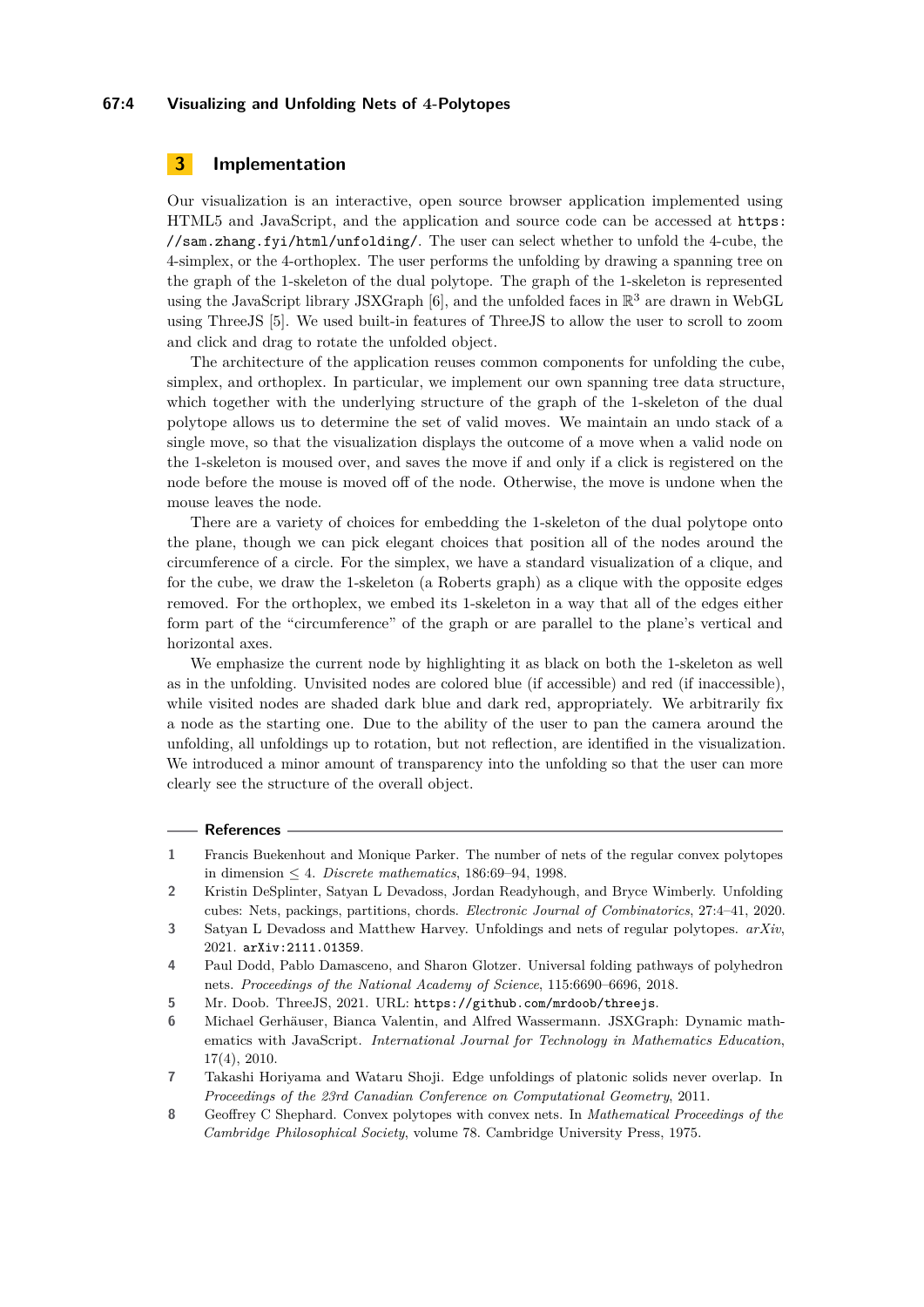## 3 Implementation

Our visualization is an interactive, open source browser application implemented using HTML5 and JavaScript, and the application and source code can be accessed at `https://sam.zhang.fyi/html/unfolding/`. The user can select whether to unfold the 4-cube, the 4-simplex, or the 4-orthoplex. The user performs the unfolding by drawing a spanning tree on the graph of the 1-skeleton of the dual polytope. The graph of the 1-skeleton is represented using the JavaScript library JSXGraph [6], and the unfolded faces in $\mathbb{R}^3$ are drawn in WebGL using ThreeJS [5]. We used built-in features of ThreeJS to allow the user to scroll to zoom and click and drag to rotate the unfolded object.

The architecture of the application reuses common components for unfolding the cube, simplex, and orthoplex. In particular, we implement our own spanning tree data structure, which together with the underlying structure of the graph of the 1-skeleton of the dual polytope allows us to determine the set of valid moves. We maintain an undo stack of a single move, so that the visualization displays the outcome of a move when a valid node on the 1-skeleton is moused over, and saves the move if and only if a click is registered on the node before the mouse is moved off of the node. Otherwise, the move is undone when the mouse leaves the node.

There are a variety of choices for embedding the 1-skeleton of the dual polytope onto the plane, though we can pick elegant choices that position all of the nodes around the circumference of a circle. For the simplex, we have a standard visualization of a clique, and for the cube, we draw the 1-skeleton (a Roberts graph) as a clique with the opposite edges removed. For the orthoplex, we embed its 1-skeleton in a way that all of the edges either form part of the "circumference" of the graph or are parallel to the plane's vertical and horizontal axes.

We emphasize the current node by highlighting it as black on both the 1-skeleton as well as in the unfolding. Unvisited nodes are colored blue (if accessible) and red (if inaccessible), while visited nodes are shaded dark blue and dark red, appropriately. We arbitrarily fix a node as the starting one. Due to the ability of the user to pan the camera around the unfolding, all unfoldings up to rotation, but not reflection, are identified in the visualization. We introduced a minor amount of transparency into the unfolding so that the user can more clearly see the structure of the overall object.

## References

1. Francis Buekenhout and Monique Parker. The number of nets of the regular convex polytopes in dimension $\leq 4$. *Discrete mathematics*, 186:69–94, 1998.
2. Kristin DeSplinter, Satyan L Devadoss, Jordan Readyhough, and Bryce Wimberly. Unfolding cubes: Nets, packings, partitions, chords. *Electronic Journal of Combinatorics*, 27:4–41, 2020.
3. Satyan L Devadoss and Matthew Harvey. Unfoldings and nets of regular polytopes. *arXiv*, 2021. `arXiv:2111.01359`.
4. Paul Dodd, Pablo Damasceno, and Sharon Glotzer. Universal folding pathways of polyhedron nets. *Proceedings of the National Academy of Science*, 115:6690–6696, 2018.
5. Mr. Doob. ThreeJS, 2021. URL: `https://github.com/mrdoob/threejs`.
6. Michael Gerhäuser, Bianca Valentin, and Alfred Wassermann. JSXGraph: Dynamic mathematics with JavaScript. *International Journal for Technology in Mathematics Education*, 17(4), 2010.
7. Takashi Horiyama and Wataru Shoji. Edge unfoldings of platonic solids never overlap. In *Proceedings of the 23rd Canadian Conference on Computational Geometry*, 2011.
8. Geoffrey C Shephard. Convex polytopes with convex nets. In *Mathematical Proceedings of the Cambridge Philosophical Society*, volume 78. Cambridge University Press, 1975.